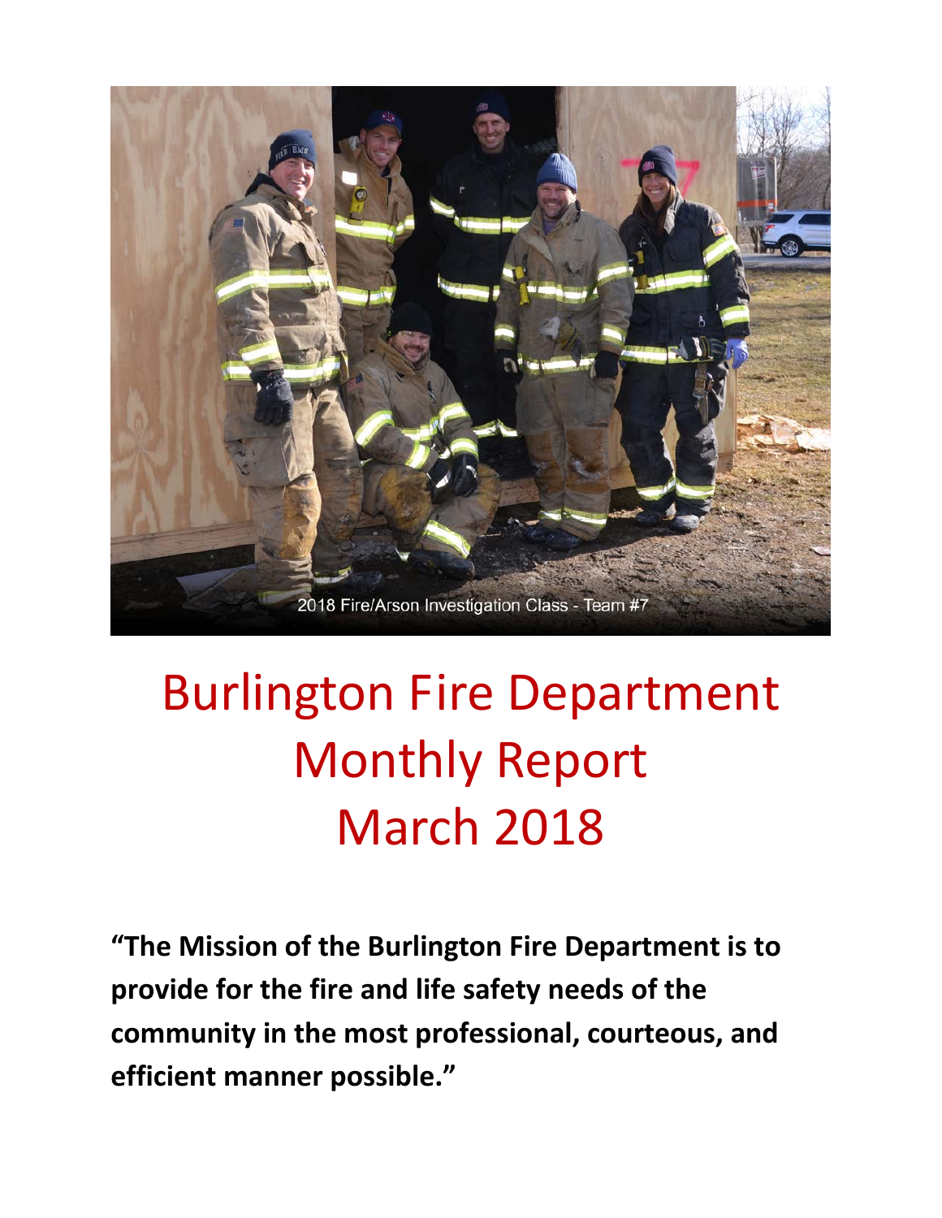2018 Fire/Arson Investigation Class - Team #7

# Burlington Fire Department
# Monthly Report
# March 2018

**"The Mission of the Burlington Fire Department is to provide for the fire and life safety needs of the community in the most professional, courteous, and efficient manner possible."**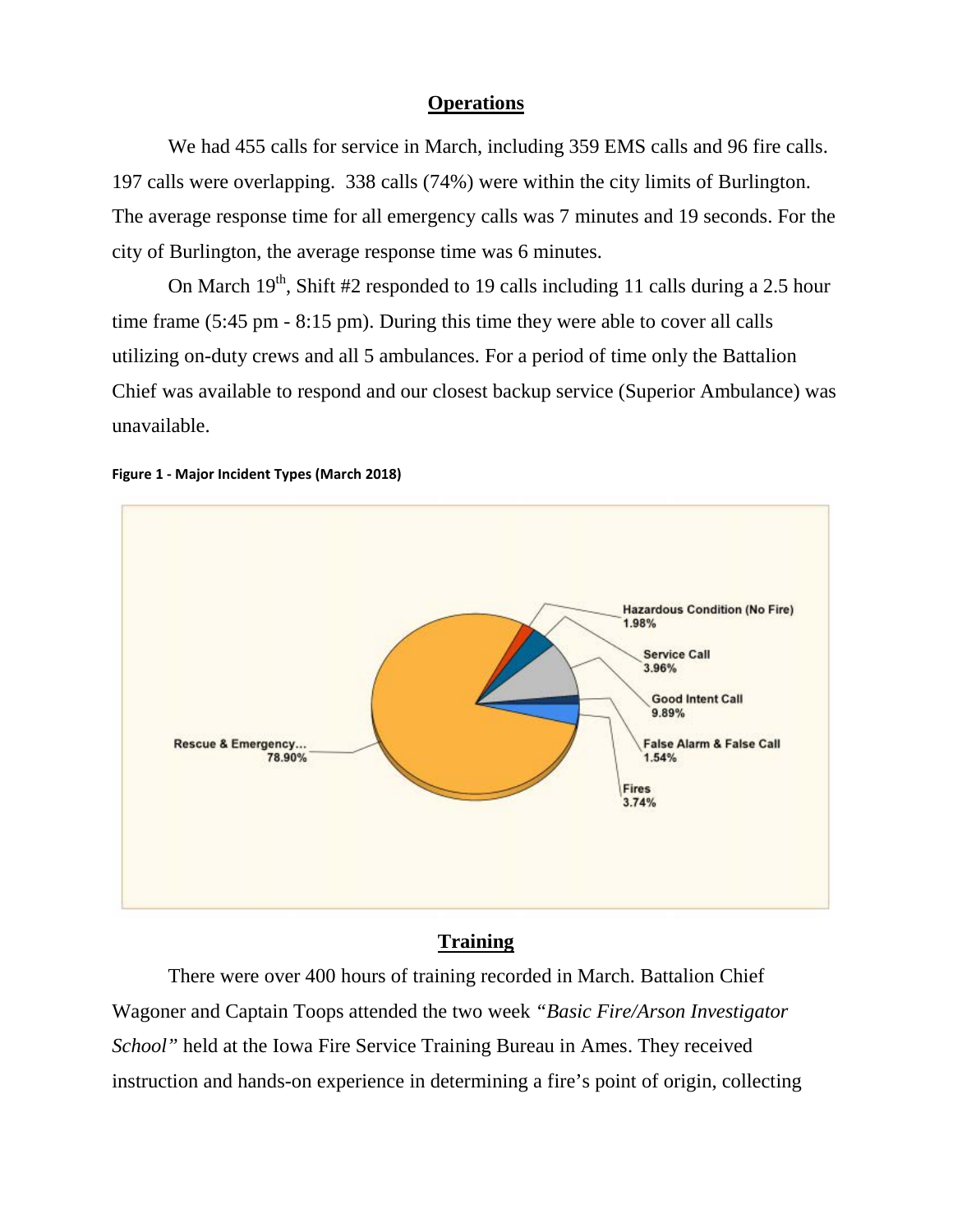## Operations

We had 455 calls for service in March, including 359 EMS calls and 96 fire calls. 197 calls were overlapping. 338 calls (74%) were within the city limits of Burlington. The average response time for all emergency calls was 7 minutes and 19 seconds. For the city of Burlington, the average response time was 6 minutes.

On March 19th, Shift #2 responded to 19 calls including 11 calls during a 2.5 hour time frame (5:45 pm - 8:15 pm). During this time they were able to cover all calls utilizing on-duty crews and all 5 ambulances. For a period of time only the Battalion Chief was available to respond and our closest backup service (Superior Ambulance) was unavailable.

**Figure 1 - Major Incident Types (March 2018)**

| Incident Type | Percentage |
|---|---|
| Rescue & Emergency... | 78.90% |
| Good Intent Call | 9.89% |
| Service Call | 3.96% |
| Fires | 3.74% |
| Hazardous Condition (No Fire) | 1.98% |
| False Alarm & False Call | 1.54% |

## Training

There were over 400 hours of training recorded in March. Battalion Chief Wagoner and Captain Toops attended the two week *"Basic Fire/Arson Investigator School"* held at the Iowa Fire Service Training Bureau in Ames. They received instruction and hands-on experience in determining a fire's point of origin, collecting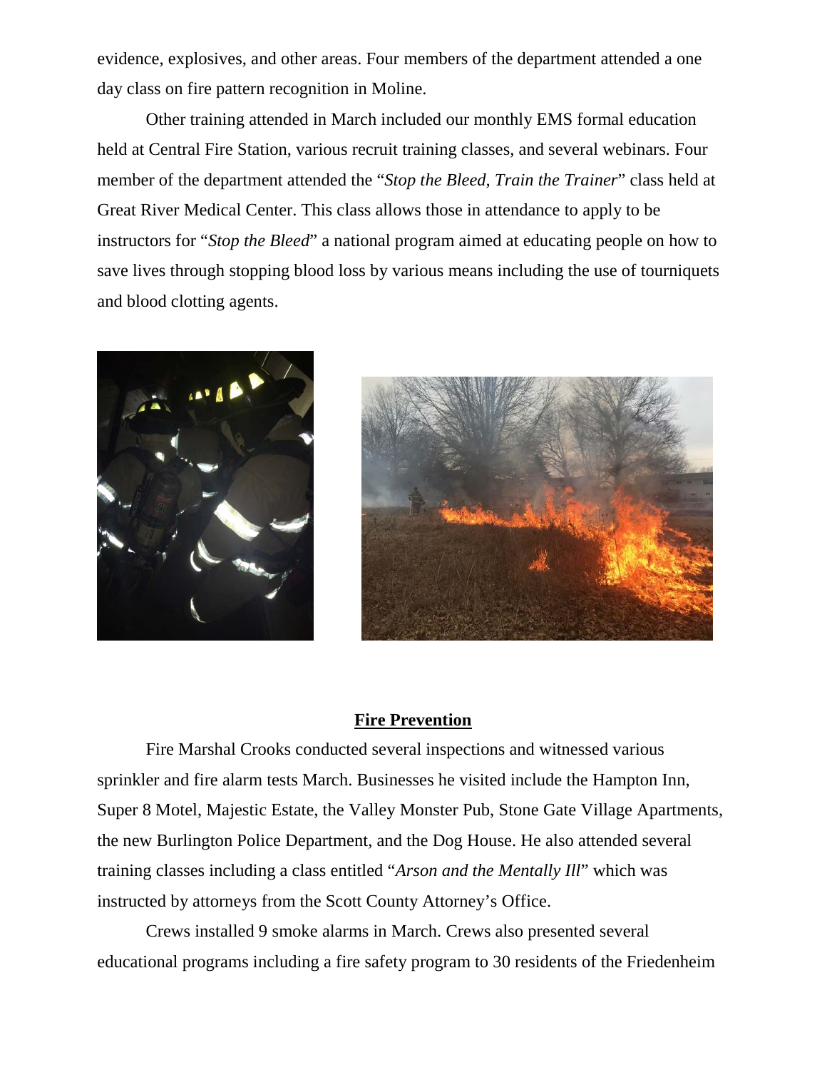evidence, explosives, and other areas. Four members of the department attended a one day class on fire pattern recognition in Moline.

Other training attended in March included our monthly EMS formal education held at Central Fire Station, various recruit training classes, and several webinars. Four member of the department attended the "*Stop the Bleed, Train the Trainer*" class held at Great River Medical Center. This class allows those in attendance to apply to be instructors for "*Stop the Bleed*" a national program aimed at educating people on how to save lives through stopping blood loss by various means including the use of tourniquets and blood clotting agents.

## **Fire Prevention**

Fire Marshal Crooks conducted several inspections and witnessed various sprinkler and fire alarm tests March. Businesses he visited include the Hampton Inn, Super 8 Motel, Majestic Estate, the Valley Monster Pub, Stone Gate Village Apartments, the new Burlington Police Department, and the Dog House. He also attended several training classes including a class entitled "*Arson and the Mentally Ill*" which was instructed by attorneys from the Scott County Attorney's Office.

Crews installed 9 smoke alarms in March. Crews also presented several educational programs including a fire safety program to 30 residents of the Friedenheim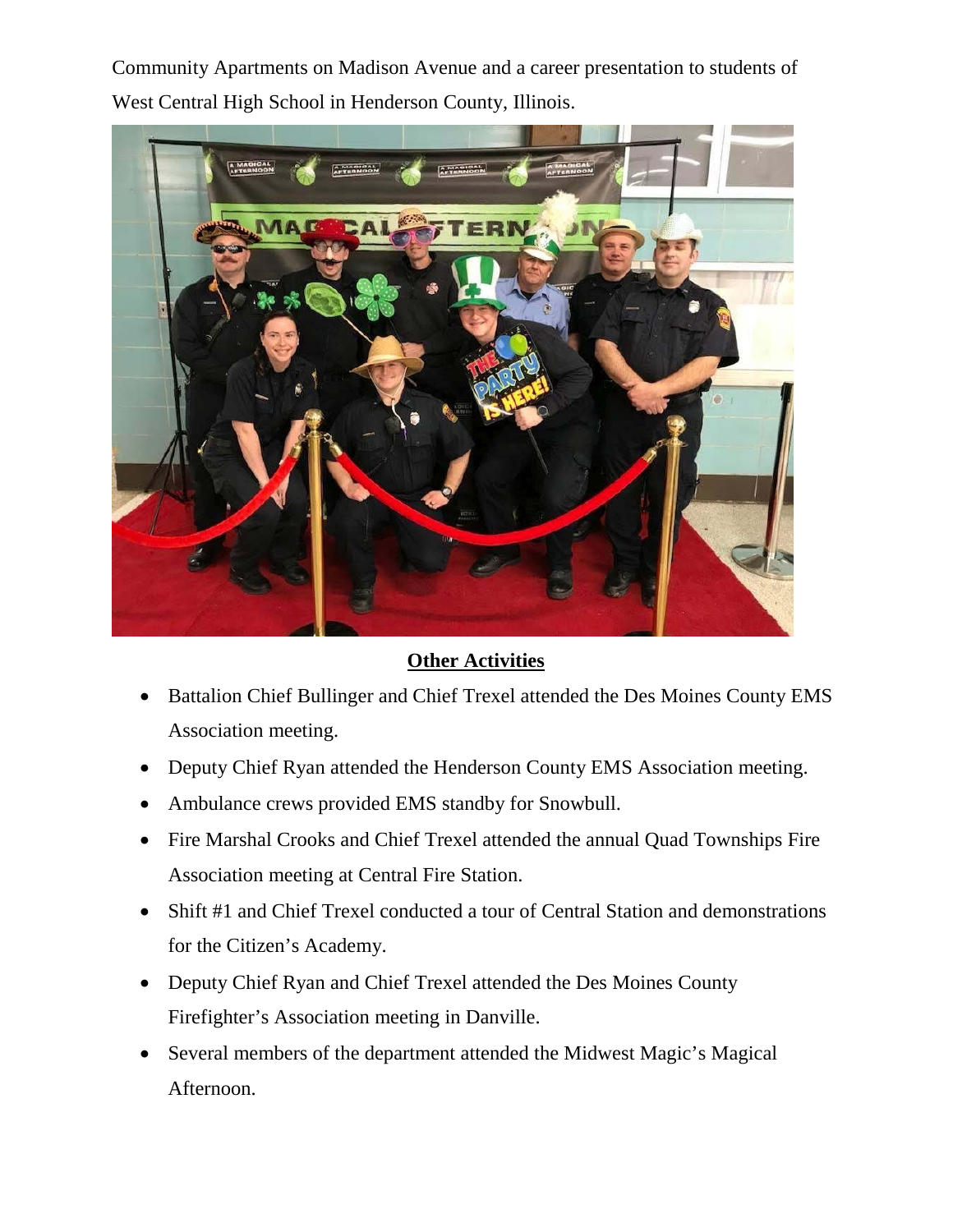Community Apartments on Madison Avenue and a career presentation to students of West Central High School in Henderson County, Illinois.

**Other Activities**

- Battalion Chief Bullinger and Chief Trexel attended the Des Moines County EMS Association meeting.
- Deputy Chief Ryan attended the Henderson County EMS Association meeting.
- Ambulance crews provided EMS standby for Snowbull.
- Fire Marshal Crooks and Chief Trexel attended the annual Quad Townships Fire Association meeting at Central Fire Station.
- Shift #1 and Chief Trexel conducted a tour of Central Station and demonstrations for the Citizen's Academy.
- Deputy Chief Ryan and Chief Trexel attended the Des Moines County Firefighter's Association meeting in Danville.
- Several members of the department attended the Midwest Magic's Magical Afternoon.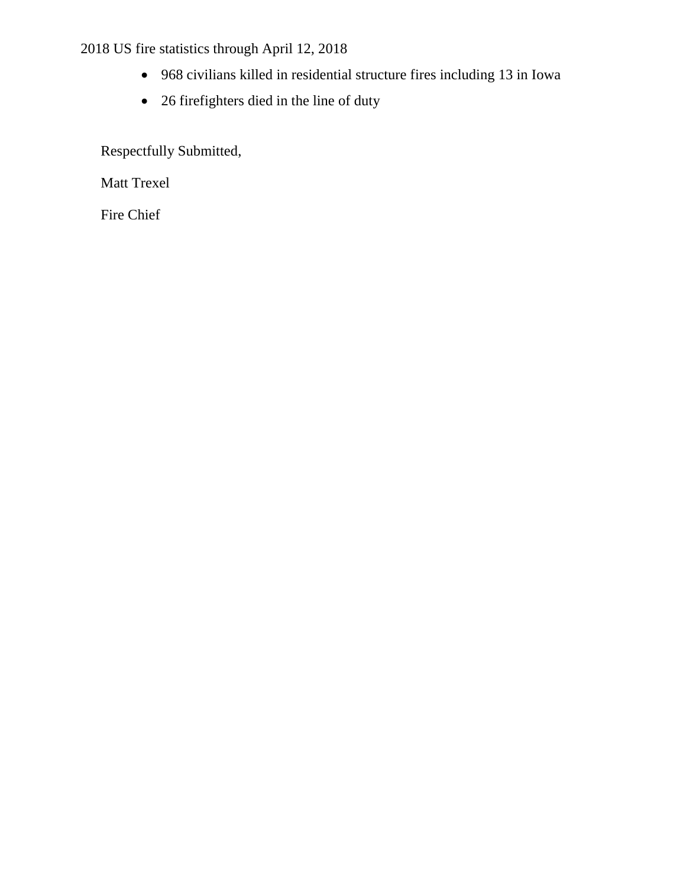2018 US fire statistics through April 12, 2018

- 968 civilians killed in residential structure fires including 13 in Iowa
- 26 firefighters died in the line of duty

Respectfully Submitted,

Matt Trexel

Fire Chief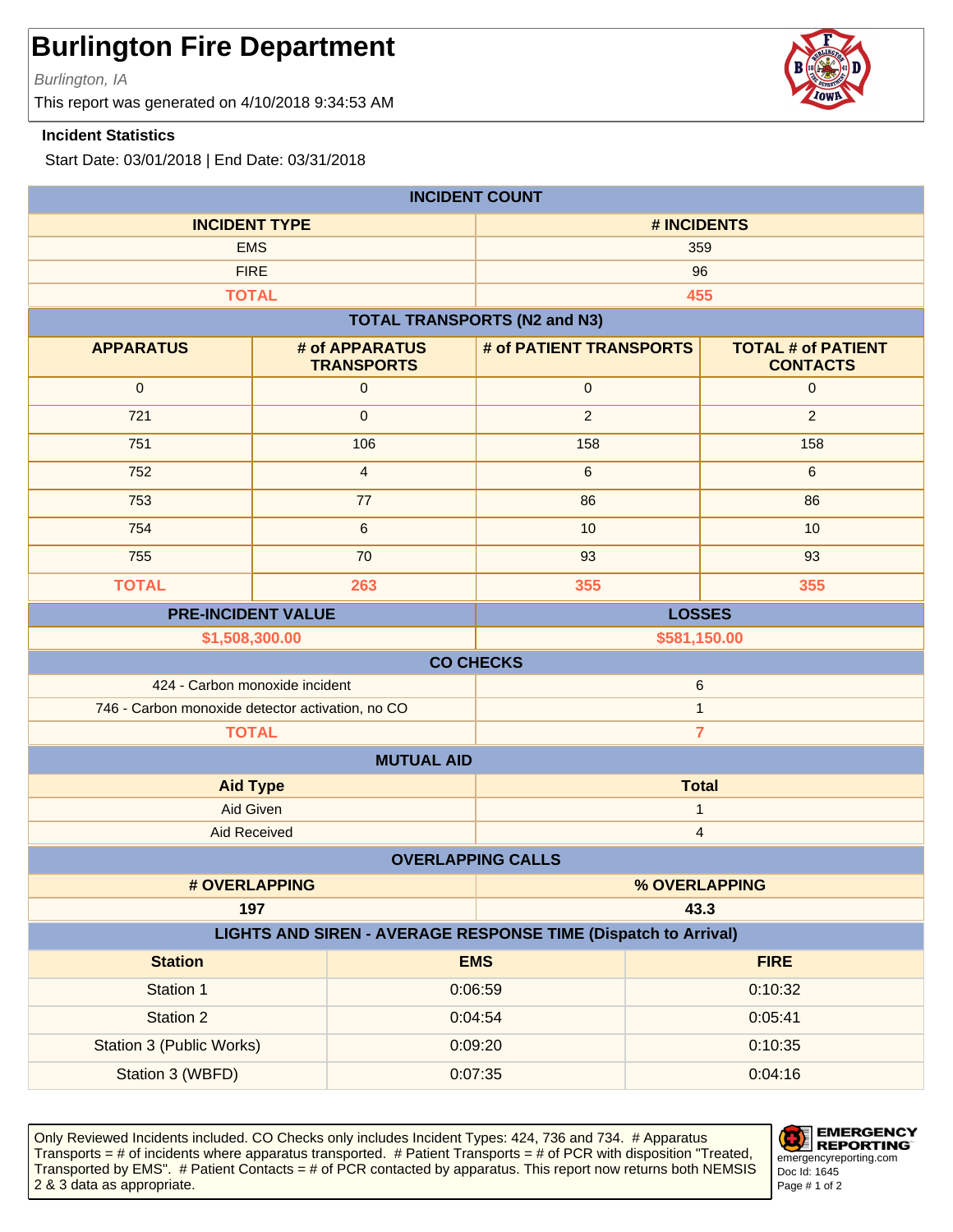# Burlington Fire Department

*Burlington, IA*

This report was generated on 4/10/2018 9:34:53 AM

**Incident Statistics**

Start Date: 03/01/2018 | End Date: 03/31/2018

## INCIDENT COUNT

| INCIDENT TYPE | # INCIDENTS |
|---|---|
| EMS | 359 |
| FIRE | 96 |
| **TOTAL** | **455** |

## TOTAL TRANSPORTS (N2 and N3)

| APPARATUS | # of APPARATUS TRANSPORTS | # of PATIENT TRANSPORTS | TOTAL # of PATIENT CONTACTS |
|---|---|---|---|
| 0 | 0 | 0 | 0 |
| 721 | 0 | 2 | 2 |
| 751 | 106 | 158 | 158 |
| 752 | 4 | 6 | 6 |
| 753 | 77 | 86 | 86 |
| 754 | 6 | 10 | 10 |
| 755 | 70 | 93 | 93 |
| **TOTAL** | **263** | **355** | **355** |

| PRE-INCIDENT VALUE | LOSSES |
|---|---|
| **$1,508,300.00** | **$581,150.00** |

## CO CHECKS

| Type | Count |
|---|---|
| 424 - Carbon monoxide incident | 6 |
| 746 - Carbon monoxide detector activation, no CO | 1 |
| **TOTAL** | **7** |

## MUTUAL AID

| Aid Type | Total |
|---|---|
| Aid Given | 1 |
| Aid Received | 4 |

## OVERLAPPING CALLS

| # OVERLAPPING | % OVERLAPPING |
|---|---|
| **197** | **43.3** |

## LIGHTS AND SIREN - AVERAGE RESPONSE TIME (Dispatch to Arrival)

| Station | EMS | FIRE |
|---|---|---|
| Station 1 | 0:06:59 | 0:10:32 |
| Station 2 | 0:04:54 | 0:05:41 |
| Station 3 (Public Works) | 0:09:20 | 0:10:35 |
| Station 3 (WBFD) | 0:07:35 | 0:04:16 |

Only Reviewed Incidents included. CO Checks only includes Incident Types: 424, 736 and 734. # Apparatus Transports = # of incidents where apparatus transported. # Patient Transports = # of PCR with disposition "Treated, Transported by EMS". # Patient Contacts = # of PCR contacted by apparatus. This report now returns both NEMSIS 2 & 3 data as appropriate.

EMERGENCY REPORTING
emergencyreporting.com
Doc Id: 1645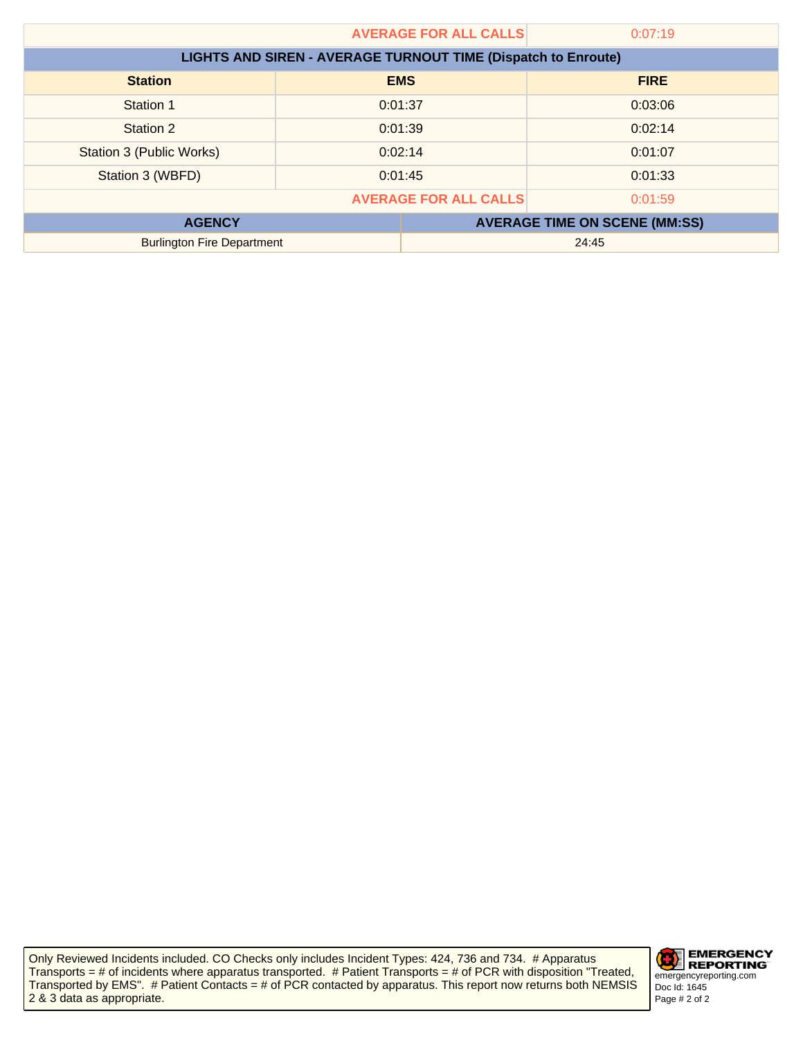| | AVERAGE FOR ALL CALLS | 0:07:19 |
|---|---|---|

**LIGHTS AND SIREN - AVERAGE TURNOUT TIME (Dispatch to Enroute)**

| Station | EMS | FIRE |
|---|---|---|
| Station 1 | 0:01:37 | 0:03:06 |
| Station 2 | 0:01:39 | 0:02:14 |
| Station 3 (Public Works) | 0:02:14 | 0:01:07 |
| Station 3 (WBFD) | 0:01:45 | 0:01:33 |
| | AVERAGE FOR ALL CALLS | 0:01:59 |

| AGENCY | AVERAGE TIME ON SCENE (MM:SS) |
|---|---|
| Burlington Fire Department | 24:45 |

Only Reviewed Incidents included. CO Checks only includes Incident Types: 424, 736 and 734. # Apparatus Transports = # of incidents where apparatus transported. # Patient Transports = # of PCR with disposition "Treated, Transported by EMS". # Patient Contacts = # of PCR contacted by apparatus. This report now returns both NEMSIS 2 & 3 data as appropriate.

EMERGENCY REPORTING
emergencyreporting.com
Doc Id: 1645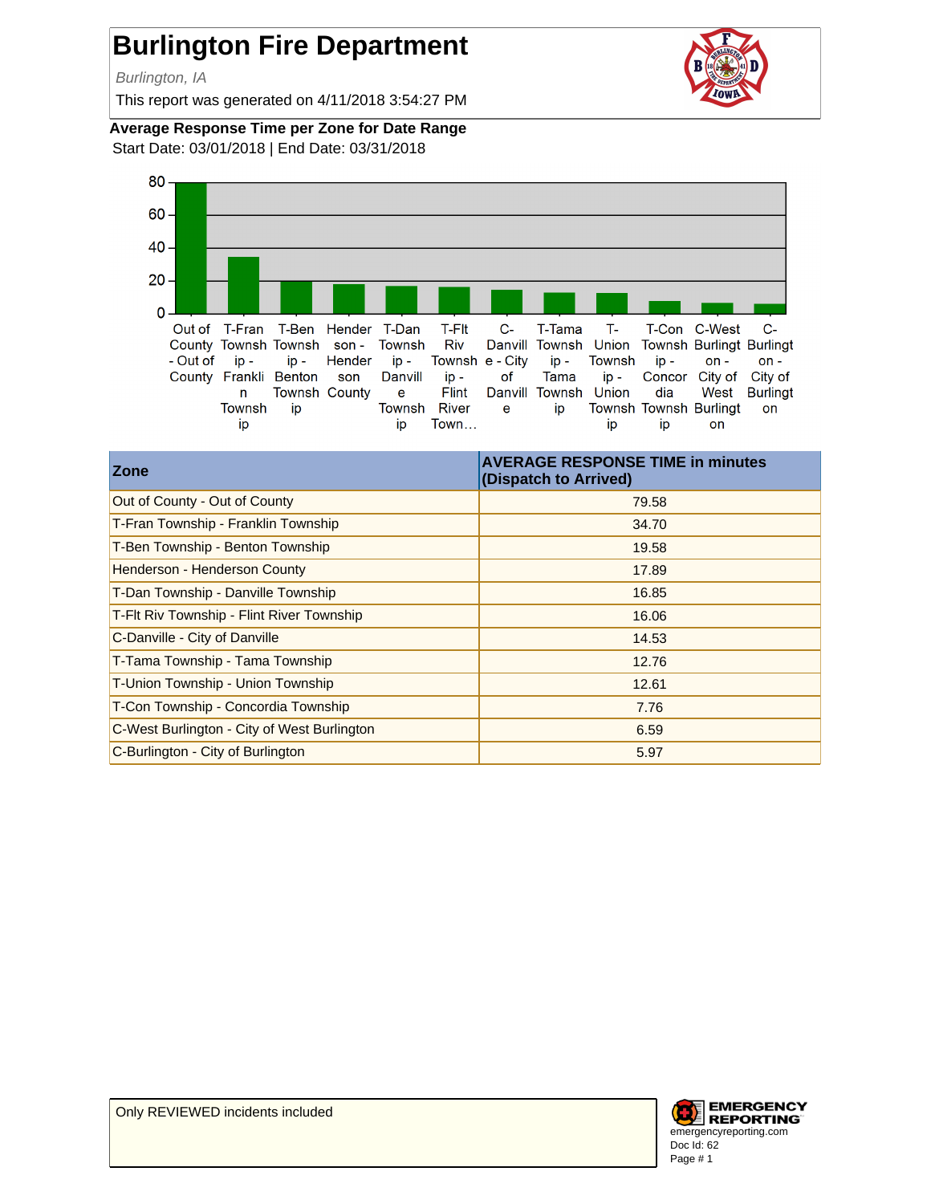# Burlington Fire Department

*Burlington, IA*

This report was generated on 4/11/2018 3:54:27 PM

**Average Response Time per Zone for Date Range**

Start Date: 03/01/2018 | End Date: 03/31/2018

| Zone | AVERAGE RESPONSE TIME in minutes (Dispatch to Arrived) |
|---|---|
| Out of County - Out of County | 79.58 |
| T-Fran Township - Franklin Township | 34.70 |
| T-Ben Township - Benton Township | 19.58 |
| Henderson - Henderson County | 17.89 |
| T-Dan Township - Danville Township | 16.85 |
| T-Flt Riv Township - Flint River Township | 16.06 |
| C-Danville - City of Danville | 14.53 |
| T-Tama Township - Tama Township | 12.76 |
| T-Union Township - Union Township | 12.61 |
| T-Con Township - Concordia Township | 7.76 |
| C-West Burlington - City of West Burlington | 6.59 |
| C-Burlington - City of Burlington | 5.97 |

Only REVIEWED incidents included

emergencyreporting.com
Doc Id: 62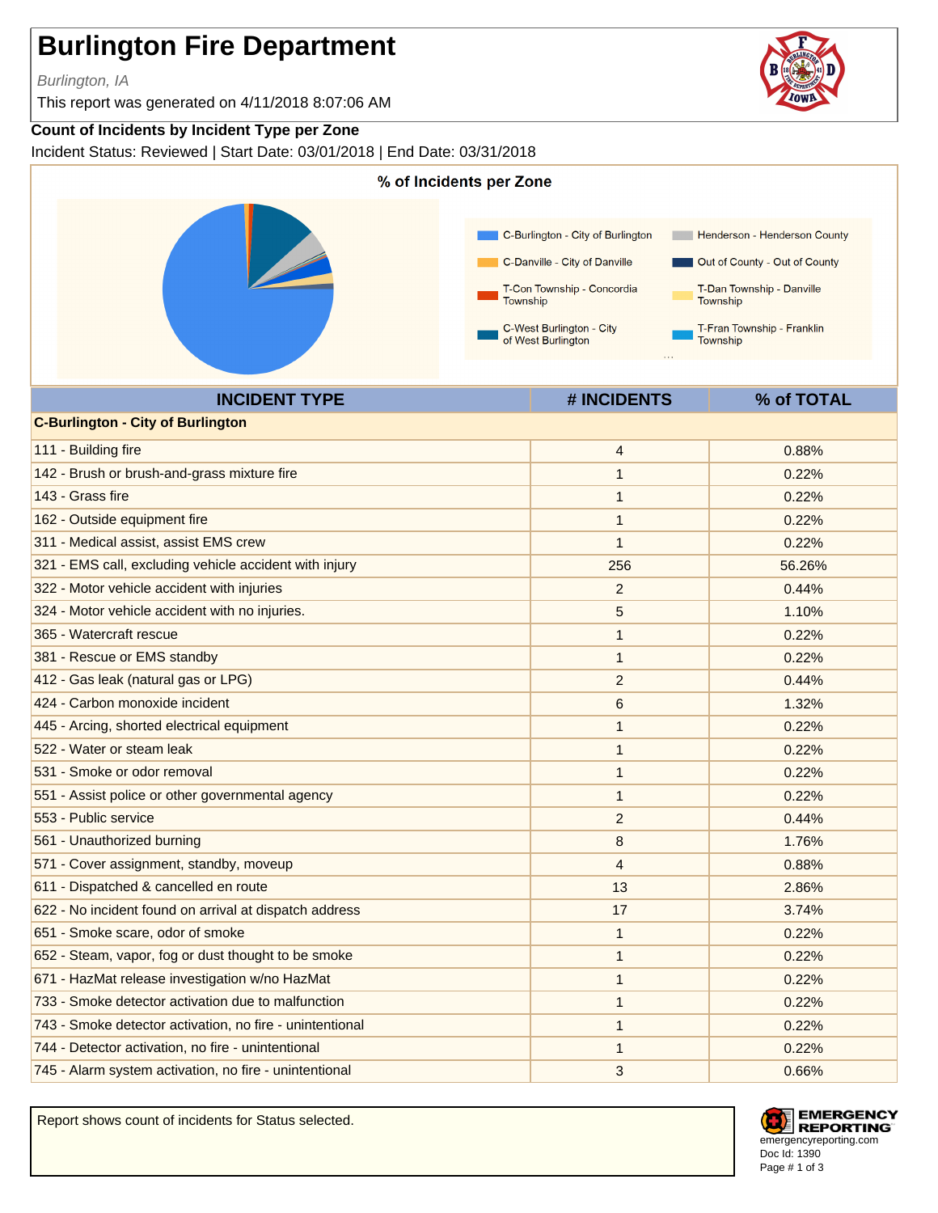# Burlington Fire Department

*Burlington, IA*

This report was generated on 4/11/2018 8:07:06 AM

**Count of Incidents by Incident Type per Zone**

Incident Status: Reviewed | Start Date: 03/01/2018 | End Date: 03/31/2018

**% of Incidents per Zone**

C-Burlington - City of Burlington
Henderson - Henderson County
C-Danville - City of Danville
Out of County - Out of County
T-Con Township - Concordia Township
T-Dan Township - Danville Township
C-West Burlington - City of West Burlington
T-Fran Township - Franklin Township

| INCIDENT TYPE | # INCIDENTS | % of TOTAL |
|---|---|---|
| **C-Burlington - City of Burlington** | | |
| 111 - Building fire | 4 | 0.88% |
| 142 - Brush or brush-and-grass mixture fire | 1 | 0.22% |
| 143 - Grass fire | 1 | 0.22% |
| 162 - Outside equipment fire | 1 | 0.22% |
| 311 - Medical assist, assist EMS crew | 1 | 0.22% |
| 321 - EMS call, excluding vehicle accident with injury | 256 | 56.26% |
| 322 - Motor vehicle accident with injuries | 2 | 0.44% |
| 324 - Motor vehicle accident with no injuries. | 5 | 1.10% |
| 365 - Watercraft rescue | 1 | 0.22% |
| 381 - Rescue or EMS standby | 1 | 0.22% |
| 412 - Gas leak (natural gas or LPG) | 2 | 0.44% |
| 424 - Carbon monoxide incident | 6 | 1.32% |
| 445 - Arcing, shorted electrical equipment | 1 | 0.22% |
| 522 - Water or steam leak | 1 | 0.22% |
| 531 - Smoke or odor removal | 1 | 0.22% |
| 551 - Assist police or other governmental agency | 1 | 0.22% |
| 553 - Public service | 2 | 0.44% |
| 561 - Unauthorized burning | 8 | 1.76% |
| 571 - Cover assignment, standby, moveup | 4 | 0.88% |
| 611 - Dispatched & cancelled en route | 13 | 2.86% |
| 622 - No incident found on arrival at dispatch address | 17 | 3.74% |
| 651 - Smoke scare, odor of smoke | 1 | 0.22% |
| 652 - Steam, vapor, fog or dust thought to be smoke | 1 | 0.22% |
| 671 - HazMat release investigation w/no HazMat | 1 | 0.22% |
| 733 - Smoke detector activation due to malfunction | 1 | 0.22% |
| 743 - Smoke detector activation, no fire - unintentional | 1 | 0.22% |
| 744 - Detector activation, no fire - unintentional | 1 | 0.22% |
| 745 - Alarm system activation, no fire - unintentional | 3 | 0.66% |

Report shows count of incidents for Status selected.

EMERGENCY REPORTING
emergencyreporting.com
Doc Id: 1390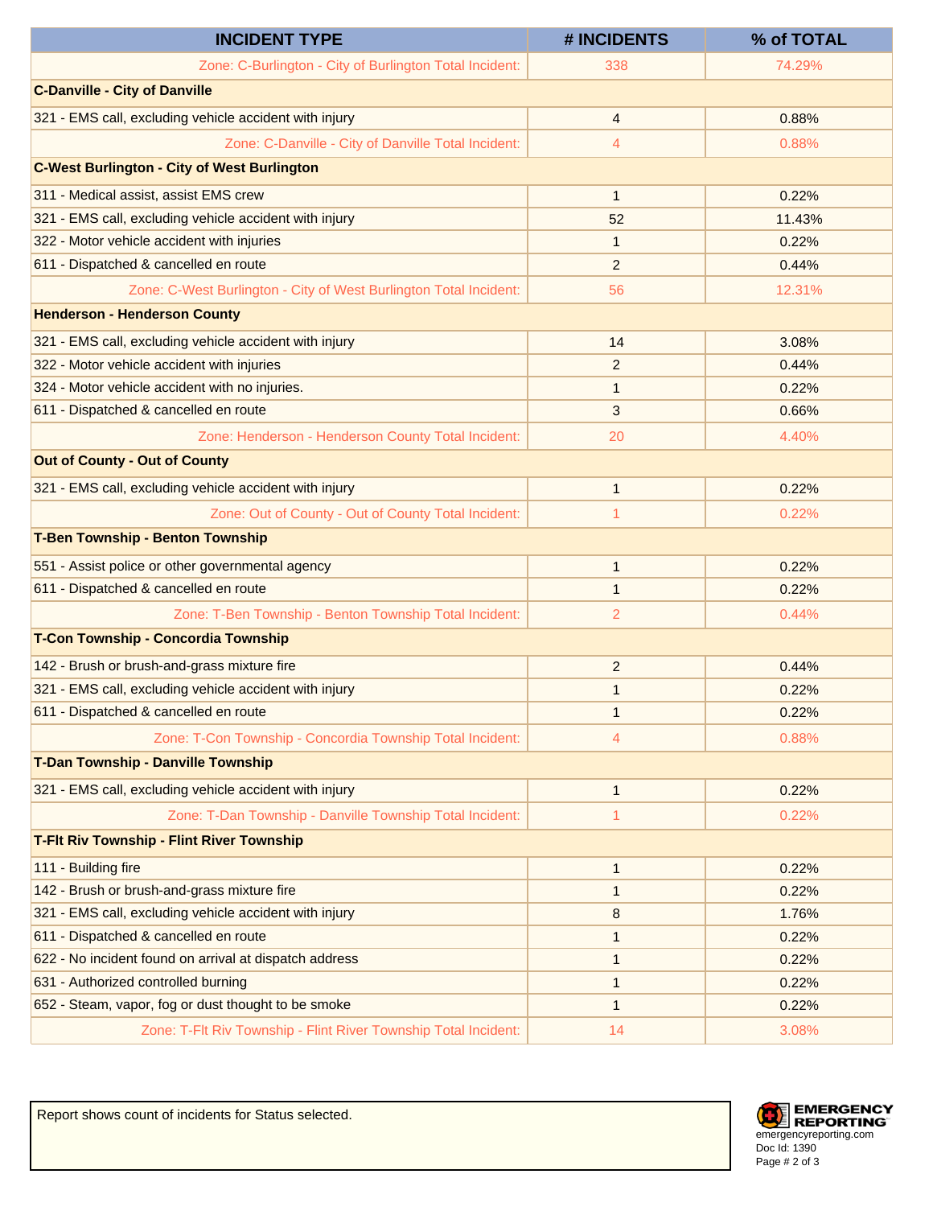| INCIDENT TYPE | # INCIDENTS | % of TOTAL |
|---|---|---|
| Zone: C-Burlington - City of Burlington Total Incident: | 338 | 74.29% |
| **C-Danville - City of Danville** | | |
| 321 - EMS call, excluding vehicle accident with injury | 4 | 0.88% |
| Zone: C-Danville - City of Danville Total Incident: | 4 | 0.88% |
| **C-West Burlington - City of West Burlington** | | |
| 311 - Medical assist, assist EMS crew | 1 | 0.22% |
| 321 - EMS call, excluding vehicle accident with injury | 52 | 11.43% |
| 322 - Motor vehicle accident with injuries | 1 | 0.22% |
| 611 - Dispatched & cancelled en route | 2 | 0.44% |
| Zone: C-West Burlington - City of West Burlington Total Incident: | 56 | 12.31% |
| **Henderson - Henderson County** | | |
| 321 - EMS call, excluding vehicle accident with injury | 14 | 3.08% |
| 322 - Motor vehicle accident with injuries | 2 | 0.44% |
| 324 - Motor vehicle accident with no injuries. | 1 | 0.22% |
| 611 - Dispatched & cancelled en route | 3 | 0.66% |
| Zone: Henderson - Henderson County Total Incident: | 20 | 4.40% |
| **Out of County - Out of County** | | |
| 321 - EMS call, excluding vehicle accident with injury | 1 | 0.22% |
| Zone: Out of County - Out of County Total Incident: | 1 | 0.22% |
| **T-Ben Township - Benton Township** | | |
| 551 - Assist police or other governmental agency | 1 | 0.22% |
| 611 - Dispatched & cancelled en route | 1 | 0.22% |
| Zone: T-Ben Township - Benton Township Total Incident: | 2 | 0.44% |
| **T-Con Township - Concordia Township** | | |
| 142 - Brush or brush-and-grass mixture fire | 2 | 0.44% |
| 321 - EMS call, excluding vehicle accident with injury | 1 | 0.22% |
| 611 - Dispatched & cancelled en route | 1 | 0.22% |
| Zone: T-Con Township - Concordia Township Total Incident: | 4 | 0.88% |
| **T-Dan Township - Danville Township** | | |
| 321 - EMS call, excluding vehicle accident with injury | 1 | 0.22% |
| Zone: T-Dan Township - Danville Township Total Incident: | 1 | 0.22% |
| **T-Flt Riv Township - Flint River Township** | | |
| 111 - Building fire | 1 | 0.22% |
| 142 - Brush or brush-and-grass mixture fire | 1 | 0.22% |
| 321 - EMS call, excluding vehicle accident with injury | 8 | 1.76% |
| 611 - Dispatched & cancelled en route | 1 | 0.22% |
| 622 - No incident found on arrival at dispatch address | 1 | 0.22% |
| 631 - Authorized controlled burning | 1 | 0.22% |
| 652 - Steam, vapor, fog or dust thought to be smoke | 1 | 0.22% |
| Zone: T-Flt Riv Township - Flint River Township Total Incident: | 14 | 3.08% |

Report shows count of incidents for Status selected.

EMERGENCY REPORTING
emergencyreporting.com
Doc Id: 1390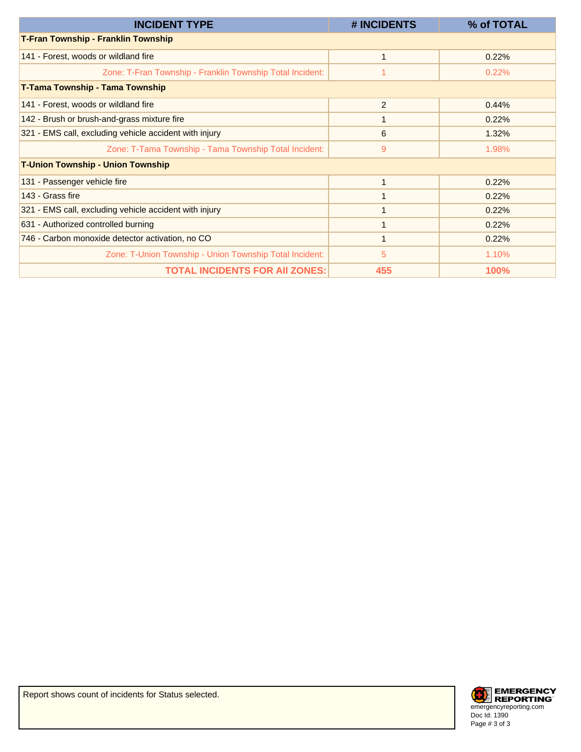| INCIDENT TYPE | # INCIDENTS | % of TOTAL |
|---|---|---|
| **T-Fran Township - Franklin Township** | | |
| 141 - Forest, woods or wildland fire | 1 | 0.22% |
| Zone: T-Fran Township - Franklin Township Total Incident: | 1 | 0.22% |
| **T-Tama Township - Tama Township** | | |
| 141 - Forest, woods or wildland fire | 2 | 0.44% |
| 142 - Brush or brush-and-grass mixture fire | 1 | 0.22% |
| 321 - EMS call, excluding vehicle accident with injury | 6 | 1.32% |
| Zone: T-Tama Township - Tama Township Total Incident: | 9 | 1.98% |
| **T-Union Township - Union Township** | | |
| 131 - Passenger vehicle fire | 1 | 0.22% |
| 143 - Grass fire | 1 | 0.22% |
| 321 - EMS call, excluding vehicle accident with injury | 1 | 0.22% |
| 631 - Authorized controlled burning | 1 | 0.22% |
| 746 - Carbon monoxide detector activation, no CO | 1 | 0.22% |
| Zone: T-Union Township - Union Township Total Incident: | 5 | 1.10% |
| **TOTAL INCIDENTS FOR All ZONES:** | **455** | **100%** |

Report shows count of incidents for Status selected.

EMERGENCY REPORTING
emergencyreporting.com
Doc Id: 1390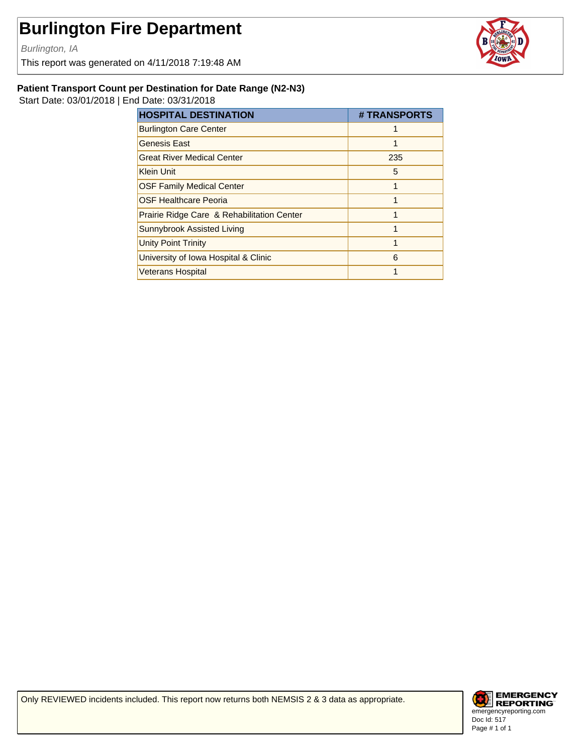# Burlington Fire Department

*Burlington, IA*

This report was generated on 4/11/2018 7:19:48 AM

**Patient Transport Count per Destination for Date Range (N2-N3)**

Start Date: 03/01/2018 | End Date: 03/31/2018

| HOSPITAL DESTINATION | # TRANSPORTS |
|---|---|
| Burlington Care Center | 1 |
| Genesis East | 1 |
| Great River Medical Center | 235 |
| Klein Unit | 5 |
| OSF Family Medical Center | 1 |
| OSF Healthcare Peoria | 1 |
| Prairie Ridge Care & Rehabilitation Center | 1 |
| Sunnybrook Assisted Living | 1 |
| Unity Point Trinity | 1 |
| University of Iowa Hospital & Clinic | 6 |
| Veterans Hospital | 1 |

Only REVIEWED incidents included. This report now returns both NEMSIS 2 & 3 data as appropriate.

EMERGENCY REPORTING
emergencyreporting.com
Doc Id: 517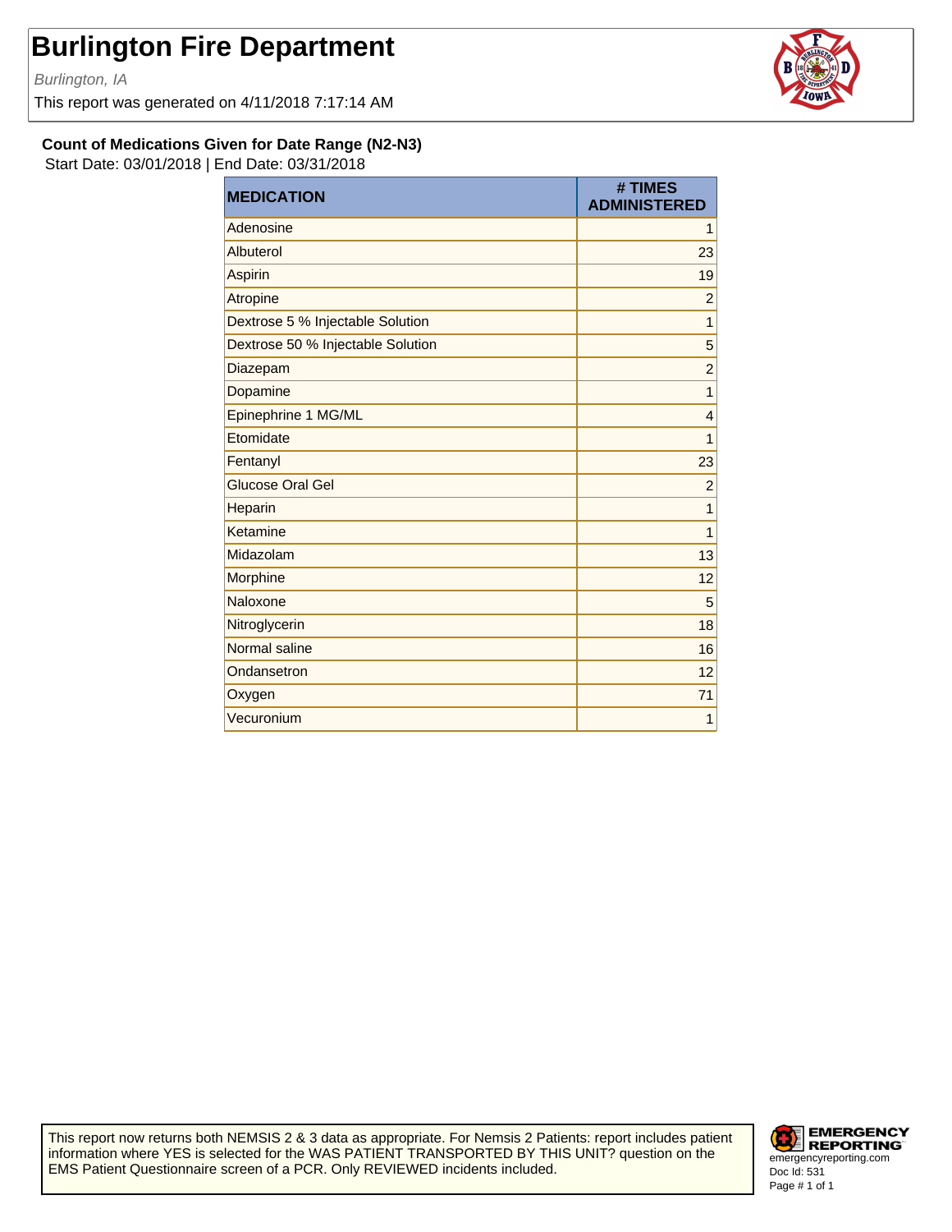# Burlington Fire Department

*Burlington, IA*

This report was generated on 4/11/2018 7:17:14 AM

**Count of Medications Given for Date Range (N2-N3)**

Start Date: 03/01/2018 | End Date: 03/31/2018

| MEDICATION | # TIMES ADMINISTERED |
|---|---|
| Adenosine | 1 |
| Albuterol | 23 |
| Aspirin | 19 |
| Atropine | 2 |
| Dextrose 5 % Injectable Solution | 1 |
| Dextrose 50 % Injectable Solution | 5 |
| Diazepam | 2 |
| Dopamine | 1 |
| Epinephrine 1 MG/ML | 4 |
| Etomidate | 1 |
| Fentanyl | 23 |
| Glucose Oral Gel | 2 |
| Heparin | 1 |
| Ketamine | 1 |
| Midazolam | 13 |
| Morphine | 12 |
| Naloxone | 5 |
| Nitroglycerin | 18 |
| Normal saline | 16 |
| Ondansetron | 12 |
| Oxygen | 71 |
| Vecuronium | 1 |

This report now returns both NEMSIS 2 & 3 data as appropriate. For Nemsis 2 Patients: report includes patient information where YES is selected for the WAS PATIENT TRANSPORTED BY THIS UNIT? question on the EMS Patient Questionnaire screen of a PCR. Only REVIEWED incidents included.

EMERGENCY REPORTING
emergencyreporting.com
Doc Id: 531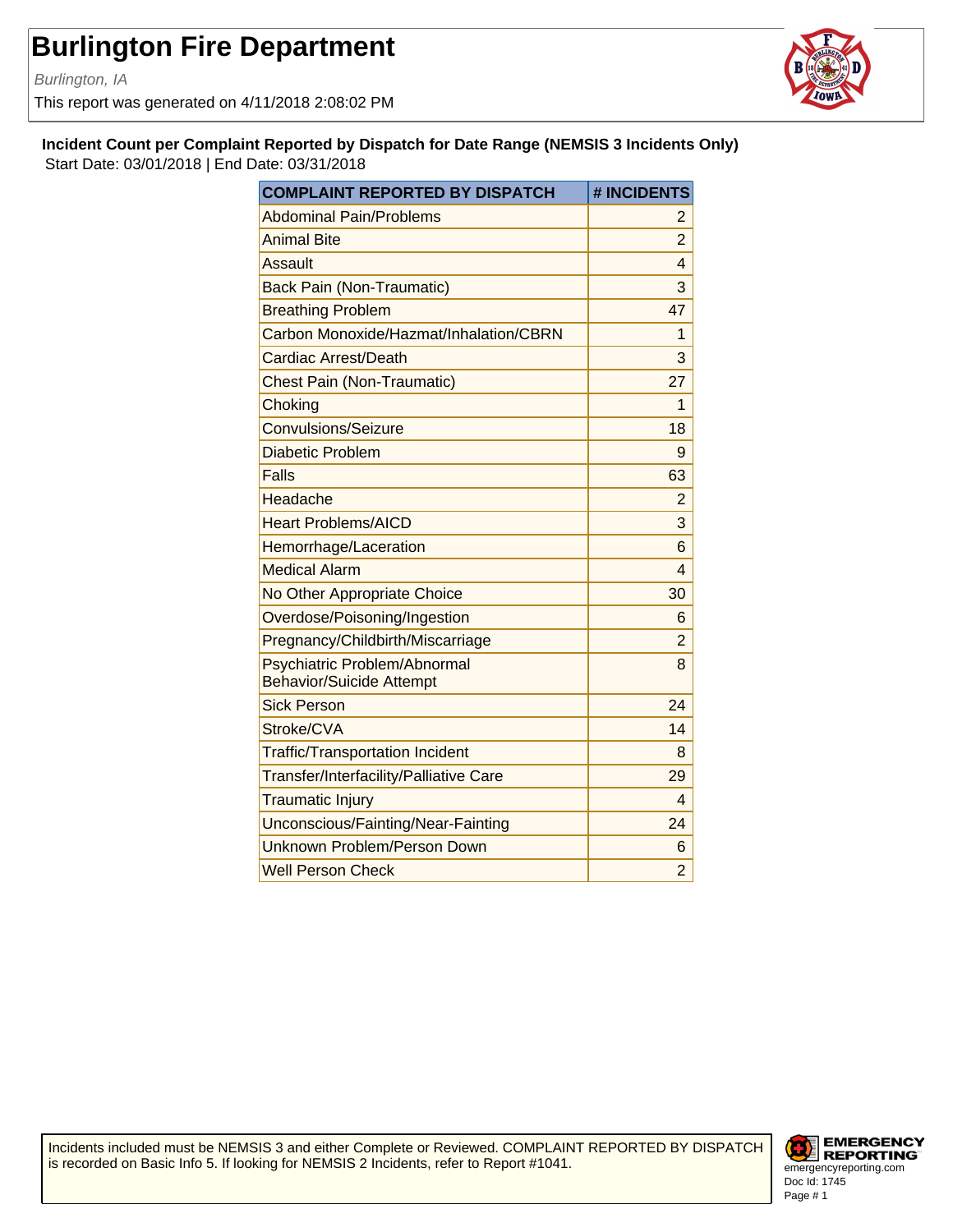# Burlington Fire Department

*Burlington, IA*

This report was generated on 4/11/2018 2:08:02 PM

**Incident Count per Complaint Reported by Dispatch for Date Range (NEMSIS 3 Incidents Only)**

Start Date: 03/01/2018 | End Date: 03/31/2018

| COMPLAINT REPORTED BY DISPATCH | # INCIDENTS |
|---|---|
| Abdominal Pain/Problems | 2 |
| Animal Bite | 2 |
| Assault | 4 |
| Back Pain (Non-Traumatic) | 3 |
| Breathing Problem | 47 |
| Carbon Monoxide/Hazmat/Inhalation/CBRN | 1 |
| Cardiac Arrest/Death | 3 |
| Chest Pain (Non-Traumatic) | 27 |
| Choking | 1 |
| Convulsions/Seizure | 18 |
| Diabetic Problem | 9 |
| Falls | 63 |
| Headache | 2 |
| Heart Problems/AICD | 3 |
| Hemorrhage/Laceration | 6 |
| Medical Alarm | 4 |
| No Other Appropriate Choice | 30 |
| Overdose/Poisoning/Ingestion | 6 |
| Pregnancy/Childbirth/Miscarriage | 2 |
| Psychiatric Problem/Abnormal Behavior/Suicide Attempt | 8 |
| Sick Person | 24 |
| Stroke/CVA | 14 |
| Traffic/Transportation Incident | 8 |
| Transfer/Interfacility/Palliative Care | 29 |
| Traumatic Injury | 4 |
| Unconscious/Fainting/Near-Fainting | 24 |
| Unknown Problem/Person Down | 6 |
| Well Person Check | 2 |

Incidents included must be NEMSIS 3 and either Complete or Reviewed. COMPLAINT REPORTED BY DISPATCH is recorded on Basic Info 5. If looking for NEMSIS 2 Incidents, refer to Report #1041.

Doc Id: 1745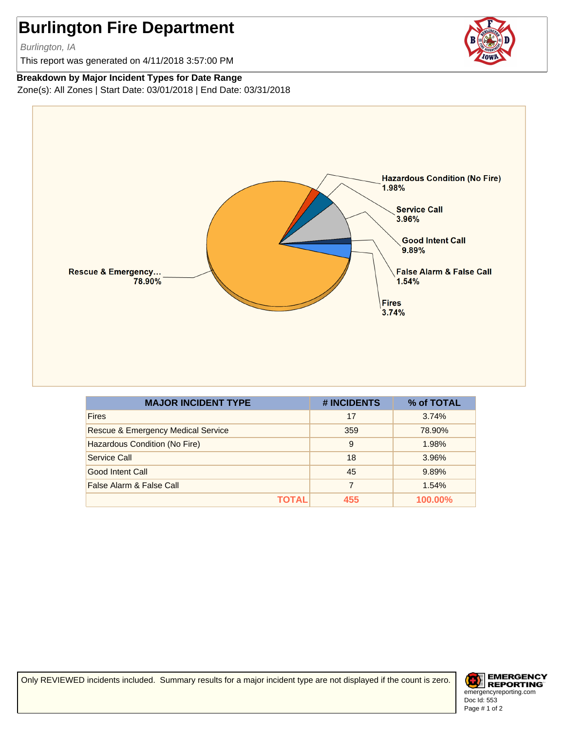# Burlington Fire Department

*Burlington, IA*

This report was generated on 4/11/2018 3:57:00 PM

**Breakdown by Major Incident Types for Date Range**

Zone(s): All Zones | Start Date: 03/01/2018 | End Date: 03/31/2018

| MAJOR INCIDENT TYPE | # INCIDENTS | % of TOTAL |
|---|---|---|
| Fires | 17 | 3.74% |
| Rescue & Emergency Medical Service | 359 | 78.90% |
| Hazardous Condition (No Fire) | 9 | 1.98% |
| Service Call | 18 | 3.96% |
| Good Intent Call | 45 | 9.89% |
| False Alarm & False Call | 7 | 1.54% |
| **TOTAL** | **455** | **100.00%** |

Only REVIEWED incidents included. Summary results for a major incident type are not displayed if the count is zero.

emergencyreporting.com
Doc Id: 553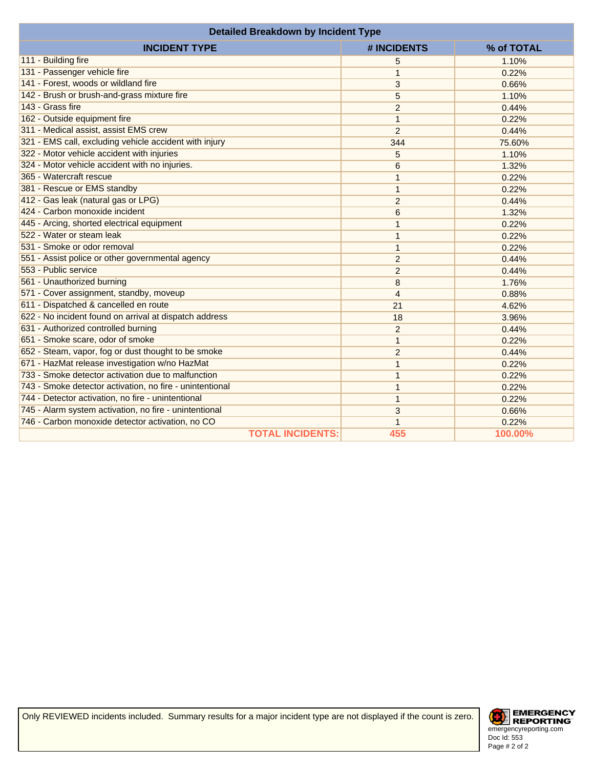| Detailed Breakdown by Incident Type | | |
|---|---|---|
| **INCIDENT TYPE** | **# INCIDENTS** | **% of TOTAL** |
| 111 - Building fire | 5 | 1.10% |
| 131 - Passenger vehicle fire | 1 | 0.22% |
| 141 - Forest, woods or wildland fire | 3 | 0.66% |
| 142 - Brush or brush-and-grass mixture fire | 5 | 1.10% |
| 143 - Grass fire | 2 | 0.44% |
| 162 - Outside equipment fire | 1 | 0.22% |
| 311 - Medical assist, assist EMS crew | 2 | 0.44% |
| 321 - EMS call, excluding vehicle accident with injury | 344 | 75.60% |
| 322 - Motor vehicle accident with injuries | 5 | 1.10% |
| 324 - Motor vehicle accident with no injuries. | 6 | 1.32% |
| 365 - Watercraft rescue | 1 | 0.22% |
| 381 - Rescue or EMS standby | 1 | 0.22% |
| 412 - Gas leak (natural gas or LPG) | 2 | 0.44% |
| 424 - Carbon monoxide incident | 6 | 1.32% |
| 445 - Arcing, shorted electrical equipment | 1 | 0.22% |
| 522 - Water or steam leak | 1 | 0.22% |
| 531 - Smoke or odor removal | 1 | 0.22% |
| 551 - Assist police or other governmental agency | 2 | 0.44% |
| 553 - Public service | 2 | 0.44% |
| 561 - Unauthorized burning | 8 | 1.76% |
| 571 - Cover assignment, standby, moveup | 4 | 0.88% |
| 611 - Dispatched & cancelled en route | 21 | 4.62% |
| 622 - No incident found on arrival at dispatch address | 18 | 3.96% |
| 631 - Authorized controlled burning | 2 | 0.44% |
| 651 - Smoke scare, odor of smoke | 1 | 0.22% |
| 652 - Steam, vapor, fog or dust thought to be smoke | 2 | 0.44% |
| 671 - HazMat release investigation w/no HazMat | 1 | 0.22% |
| 733 - Smoke detector activation due to malfunction | 1 | 0.22% |
| 743 - Smoke detector activation, no fire - unintentional | 1 | 0.22% |
| 744 - Detector activation, no fire - unintentional | 1 | 0.22% |
| 745 - Alarm system activation, no fire - unintentional | 3 | 0.66% |
| 746 - Carbon monoxide detector activation, no CO | 1 | 0.22% |
| **TOTAL INCIDENTS:** | **455** | **100.00%** |

Only REVIEWED incidents included. Summary results for a major incident type are not displayed if the count is zero.

EMERGENCY REPORTING
emergencyreporting.com
Doc Id: 553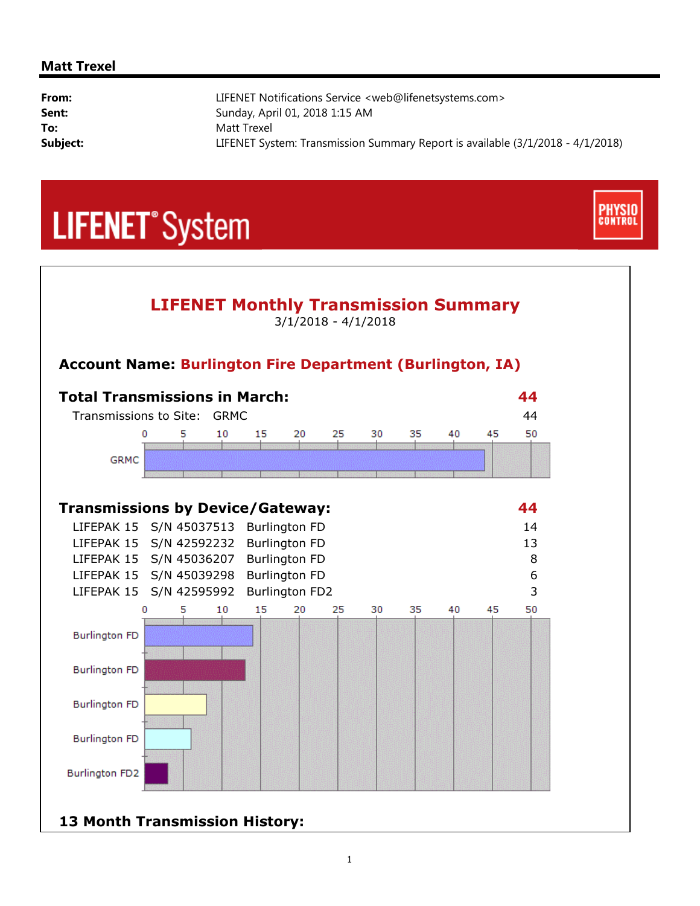## Matt Trexel

| | |
|---|---|
| **From:** | LIFENET Notifications Service <web@lifenetsystems.com> |
| **Sent:** | Sunday, April 01, 2018 1:15 AM |
| **To:** | Matt Trexel |
| **Subject:** | LIFENET System: Transmission Summary Report is available (3/1/2018 - 4/1/2018) |

LIFENET® System

PHYSIO CONTROL

# LIFENET Monthly Transmission Summary

3/1/2018 - 4/1/2018

### Account Name: Burlington Fire Department (Burlington, IA)

### Total Transmissions in March: 44

| Transmissions to Site: | GRMC | 44 |
|---|---|---|

### Transmissions by Device/Gateway: 44

| Device | Serial Number | Gateway | Transmissions |
|---|---|---|---|
| LIFEPAK 15 | S/N 45037513 | Burlington FD | 14 |
| LIFEPAK 15 | S/N 42592232 | Burlington FD | 13 |
| LIFEPAK 15 | S/N 45036207 | Burlington FD | 8 |
| LIFEPAK 15 | S/N 45039298 | Burlington FD | 6 |
| LIFEPAK 15 | S/N 42595992 | Burlington FD2 | 3 |

### 13 Month Transmission History: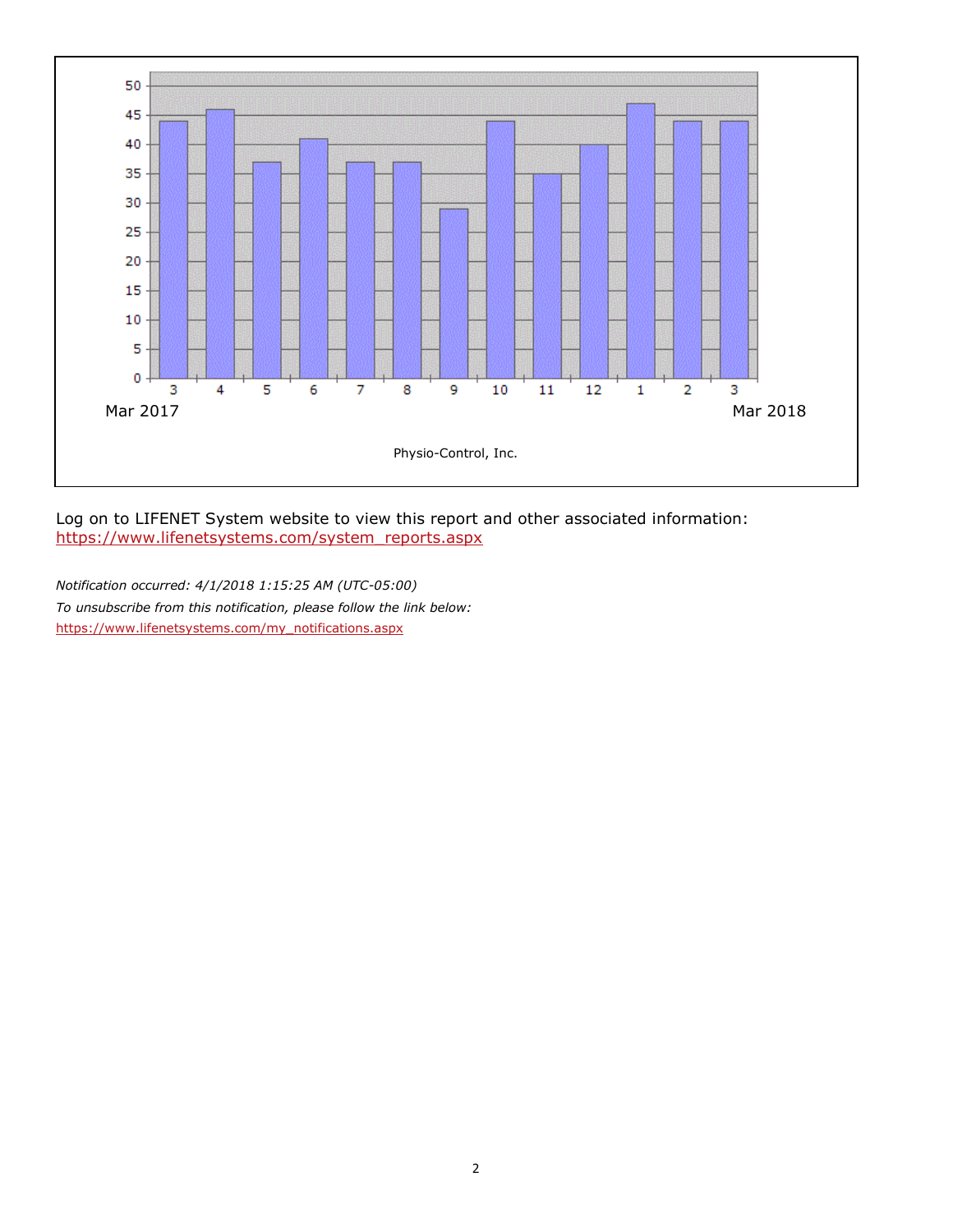50
45
40
35
30
25
20
15
10
5
0

3 4 5 6 7 8 9 10 11 12 1 2 3

Mar 2017

Mar 2018

Physio-Control, Inc.

Log on to LIFENET System website to view this report and other associated information:
https://www.lifenetsystems.com/system_reports.aspx

*Notification occurred: 4/1/2018 1:15:25 AM (UTC-05:00)*

*To unsubscribe from this notification, please follow the link below:*

https://www.lifenetsystems.com/my_notifications.aspx